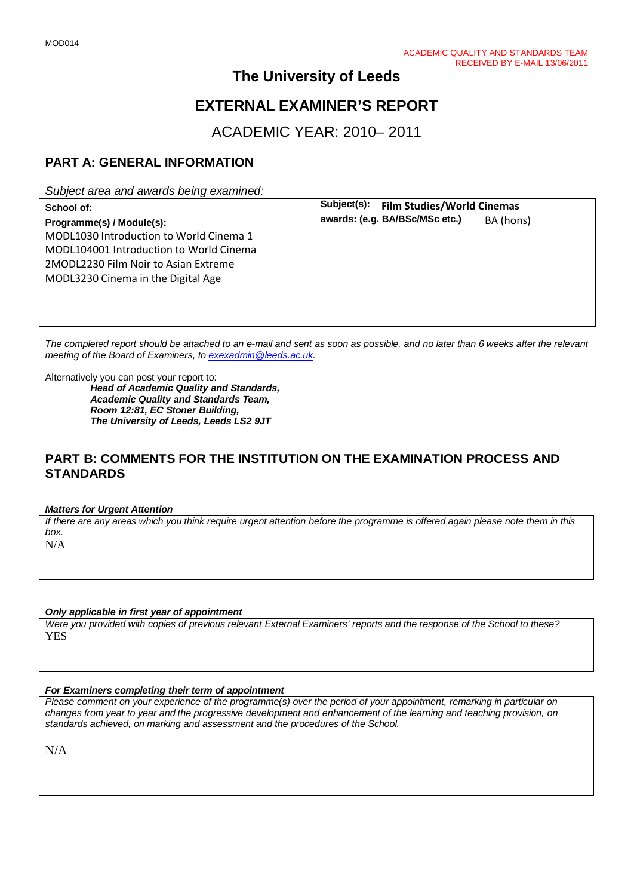MOD014

ACADEMIC QUALITY AND STANDARDS TEAM
RECEIVED BY E-MAIL 13/06/2011

# The University of Leeds

# EXTERNAL EXAMINER'S REPORT

## ACADEMIC YEAR: 2010– 2011

## PART A: GENERAL INFORMATION

*Subject area and awards being examined:*

**School of:**

**Subject(s):** **Film Studies/World Cinemas**

**Programme(s) / Module(s):**
MODL1030 Introduction to World Cinema 1
MODL104001 Introduction to World Cinema
2MODL2230 Film Noir to Asian Extreme
MODL3230 Cinema in the Digital Age

**awards: (e.g. BA/BSc/MSc etc.)** BA (hons)

*The completed report should be attached to an e-mail and sent as soon as possible, and no later than 6 weeks after the relevant meeting of the Board of Examiners, to exexadmin@leeds.ac.uk.*

Alternatively you can post your report to:

***Head of Academic Quality and Standards,***
***Academic Quality and Standards Team,***
***Room 12:81, EC Stoner Building,***
***The University of Leeds, Leeds LS2 9JT***

## PART B: COMMENTS FOR THE INSTITUTION ON THE EXAMINATION PROCESS AND STANDARDS

***Matters for Urgent Attention***

*If there are any areas which you think require urgent attention before the programme is offered again please note them in this box.*

N/A

***Only applicable in first year of appointment***

*Were you provided with copies of previous relevant External Examiners' reports and the response of the School to these?*

YES

***For Examiners completing their term of appointment***

*Please comment on your experience of the programme(s) over the period of your appointment, remarking in particular on changes from year to year and the progressive development and enhancement of the learning and teaching provision, on standards achieved, on marking and assessment and the procedures of the School.*

N/A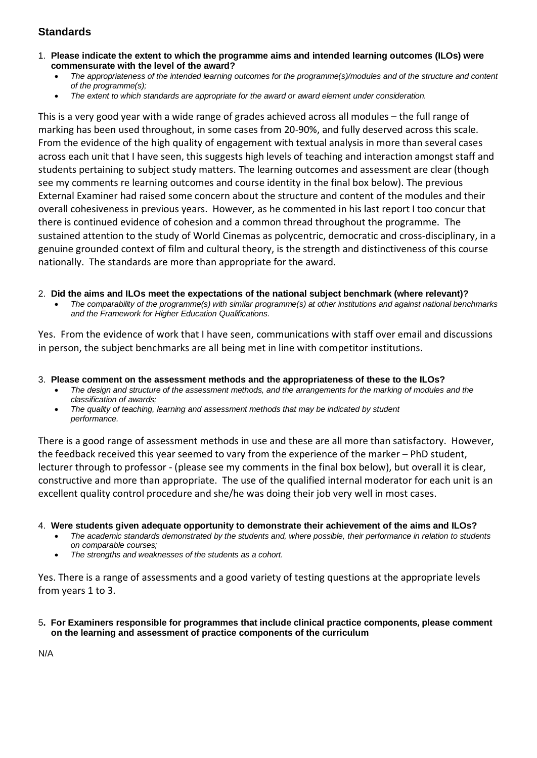## Standards

1. **Please indicate the extent to which the programme aims and intended learning outcomes (ILOs) were commensurate with the level of the award?**
   - *The appropriateness of the intended learning outcomes for the programme(s)/modules and of the structure and content of the programme(s);*
   - *The extent to which standards are appropriate for the award or award element under consideration.*

This is a very good year with a wide range of grades achieved across all modules – the full range of marking has been used throughout, in some cases from 20-90%, and fully deserved across this scale. From the evidence of the high quality of engagement with textual analysis in more than several cases across each unit that I have seen, this suggests high levels of teaching and interaction amongst staff and students pertaining to subject study matters. The learning outcomes and assessment are clear (though see my comments re learning outcomes and course identity in the final box below). The previous External Examiner had raised some concern about the structure and content of the modules and their overall cohesiveness in previous years. However, as he commented in his last report I too concur that there is continued evidence of cohesion and a common thread throughout the programme. The sustained attention to the study of World Cinemas as polycentric, democratic and cross-disciplinary, in a genuine grounded context of film and cultural theory, is the strength and distinctiveness of this course nationally. The standards are more than appropriate for the award.

2. **Did the aims and ILOs meet the expectations of the national subject benchmark (where relevant)?**
   - *The comparability of the programme(s) with similar programme(s) at other institutions and against national benchmarks and the Framework for Higher Education Qualifications.*

Yes. From the evidence of work that I have seen, communications with staff over email and discussions in person, the subject benchmarks are all being met in line with competitor institutions.

3. **Please comment on the assessment methods and the appropriateness of these to the ILOs?**
   - *The design and structure of the assessment methods, and the arrangements for the marking of modules and the classification of awards;*
   - *The quality of teaching, learning and assessment methods that may be indicated by student performance.*

There is a good range of assessment methods in use and these are all more than satisfactory. However, the feedback received this year seemed to vary from the experience of the marker – PhD student, lecturer through to professor - (please see my comments in the final box below), but overall it is clear, constructive and more than appropriate. The use of the qualified internal moderator for each unit is an excellent quality control procedure and she/he was doing their job very well in most cases.

4. **Were students given adequate opportunity to demonstrate their achievement of the aims and ILOs?**
   - *The academic standards demonstrated by the students and, where possible, their performance in relation to students on comparable courses;*
   - *The strengths and weaknesses of the students as a cohort.*

Yes. There is a range of assessments and a good variety of testing questions at the appropriate levels from years 1 to 3.

5. **For Examiners responsible for programmes that include clinical practice components, please comment on the learning and assessment of practice components of the curriculum**

N/A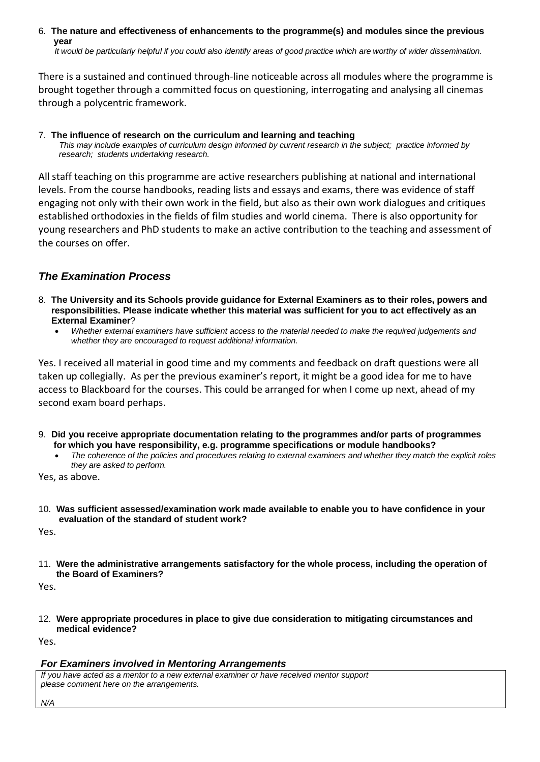6. **The nature and effectiveness of enhancements to the programme(s) and modules since the previous year**
   *It would be particularly helpful if you could also identify areas of good practice which are worthy of wider dissemination.*

There is a sustained and continued through-line noticeable across all modules where the programme is brought together through a committed focus on questioning, interrogating and analysing all cinemas through a polycentric framework.

7. **The influence of research on the curriculum and learning and teaching**
   *This may include examples of curriculum design informed by current research in the subject; practice informed by research; students undertaking research.*

All staff teaching on this programme are active researchers publishing at national and international levels. From the course handbooks, reading lists and essays and exams, there was evidence of staff engaging not only with their own work in the field, but also as their own work dialogues and critiques established orthodoxies in the fields of film studies and world cinema. There is also opportunity for young researchers and PhD students to make an active contribution to the teaching and assessment of the courses on offer.

## *The Examination Process*

8. **The University and its Schools provide guidance for External Examiners as to their roles, powers and responsibilities. Please indicate whether this material was sufficient for you to act effectively as an External Examiner?**
   - *Whether external examiners have sufficient access to the material needed to make the required judgements and whether they are encouraged to request additional information.*

Yes. I received all material in good time and my comments and feedback on draft questions were all taken up collegially. As per the previous examiner's report, it might be a good idea for me to have access to Blackboard for the courses. This could be arranged for when I come up next, ahead of my second exam board perhaps.

9. **Did you receive appropriate documentation relating to the programmes and/or parts of programmes for which you have responsibility, e.g. programme specifications or module handbooks?**
   - *The coherence of the policies and procedures relating to external examiners and whether they match the explicit roles they are asked to perform.*

Yes, as above.

10. **Was sufficient assessed/examination work made available to enable you to have confidence in your evaluation of the standard of student work?**

Yes.

11. **Were the administrative arrangements satisfactory for the whole process, including the operation of the Board of Examiners?**

Yes.

12. **Were appropriate procedures in place to give due consideration to mitigating circumstances and medical evidence?**

Yes.

### *For Examiners involved in Mentoring Arrangements*

*If you have acted as a mentor to a new external examiner or have received mentor support please comment here on the arrangements.*

*N/A*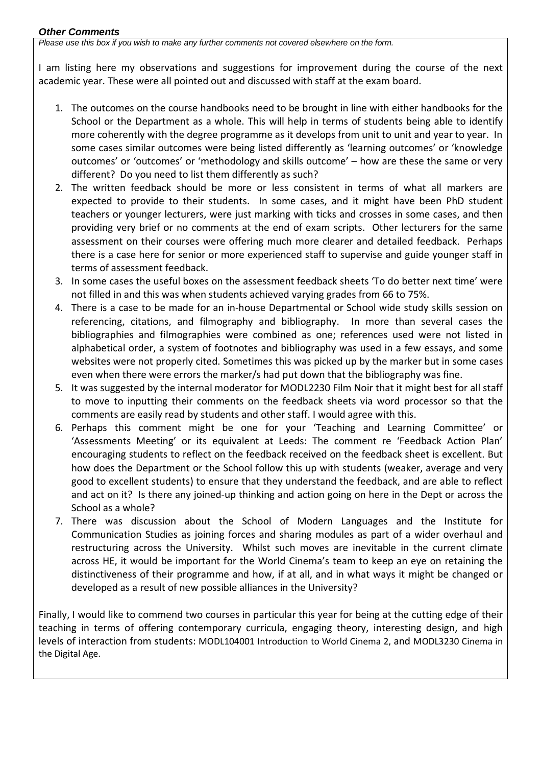***Other Comments***

*Please use this box if you wish to make any further comments not covered elsewhere on the form.*

I am listing here my observations and suggestions for improvement during the course of the next academic year. These were all pointed out and discussed with staff at the exam board.

1. The outcomes on the course handbooks need to be brought in line with either handbooks for the School or the Department as a whole. This will help in terms of students being able to identify more coherently with the degree programme as it develops from unit to unit and year to year. In some cases similar outcomes were being listed differently as 'learning outcomes' or 'knowledge outcomes' or 'outcomes' or 'methodology and skills outcome' – how are these the same or very different? Do you need to list them differently as such?
2. The written feedback should be more or less consistent in terms of what all markers are expected to provide to their students. In some cases, and it might have been PhD student teachers or younger lecturers, were just marking with ticks and crosses in some cases, and then providing very brief or no comments at the end of exam scripts. Other lecturers for the same assessment on their courses were offering much more clearer and detailed feedback. Perhaps there is a case here for senior or more experienced staff to supervise and guide younger staff in terms of assessment feedback.
3. In some cases the useful boxes on the assessment feedback sheets 'To do better next time' were not filled in and this was when students achieved varying grades from 66 to 75%.
4. There is a case to be made for an in-house Departmental or School wide study skills session on referencing, citations, and filmography and bibliography. In more than several cases the bibliographies and filmographies were combined as one; references used were not listed in alphabetical order, a system of footnotes and bibliography was used in a few essays, and some websites were not properly cited. Sometimes this was picked up by the marker but in some cases even when there were errors the marker/s had put down that the bibliography was fine.
5. It was suggested by the internal moderator for MODL2230 Film Noir that it might best for all staff to move to inputting their comments on the feedback sheets via word processor so that the comments are easily read by students and other staff. I would agree with this.
6. Perhaps this comment might be one for your 'Teaching and Learning Committee' or 'Assessments Meeting' or its equivalent at Leeds: The comment re 'Feedback Action Plan' encouraging students to reflect on the feedback received on the feedback sheet is excellent. But how does the Department or the School follow this up with students (weaker, average and very good to excellent students) to ensure that they understand the feedback, and are able to reflect and act on it? Is there any joined-up thinking and action going on here in the Dept or across the School as a whole?
7. There was discussion about the School of Modern Languages and the Institute for Communication Studies as joining forces and sharing modules as part of a wider overhaul and restructuring across the University. Whilst such moves are inevitable in the current climate across HE, it would be important for the World Cinema's team to keep an eye on retaining the distinctiveness of their programme and how, if at all, and in what ways it might be changed or developed as a result of new possible alliances in the University?

Finally, I would like to commend two courses in particular this year for being at the cutting edge of their teaching in terms of offering contemporary curricula, engaging theory, interesting design, and high levels of interaction from students: MODL104001 Introduction to World Cinema 2, and MODL3230 Cinema in the Digital Age.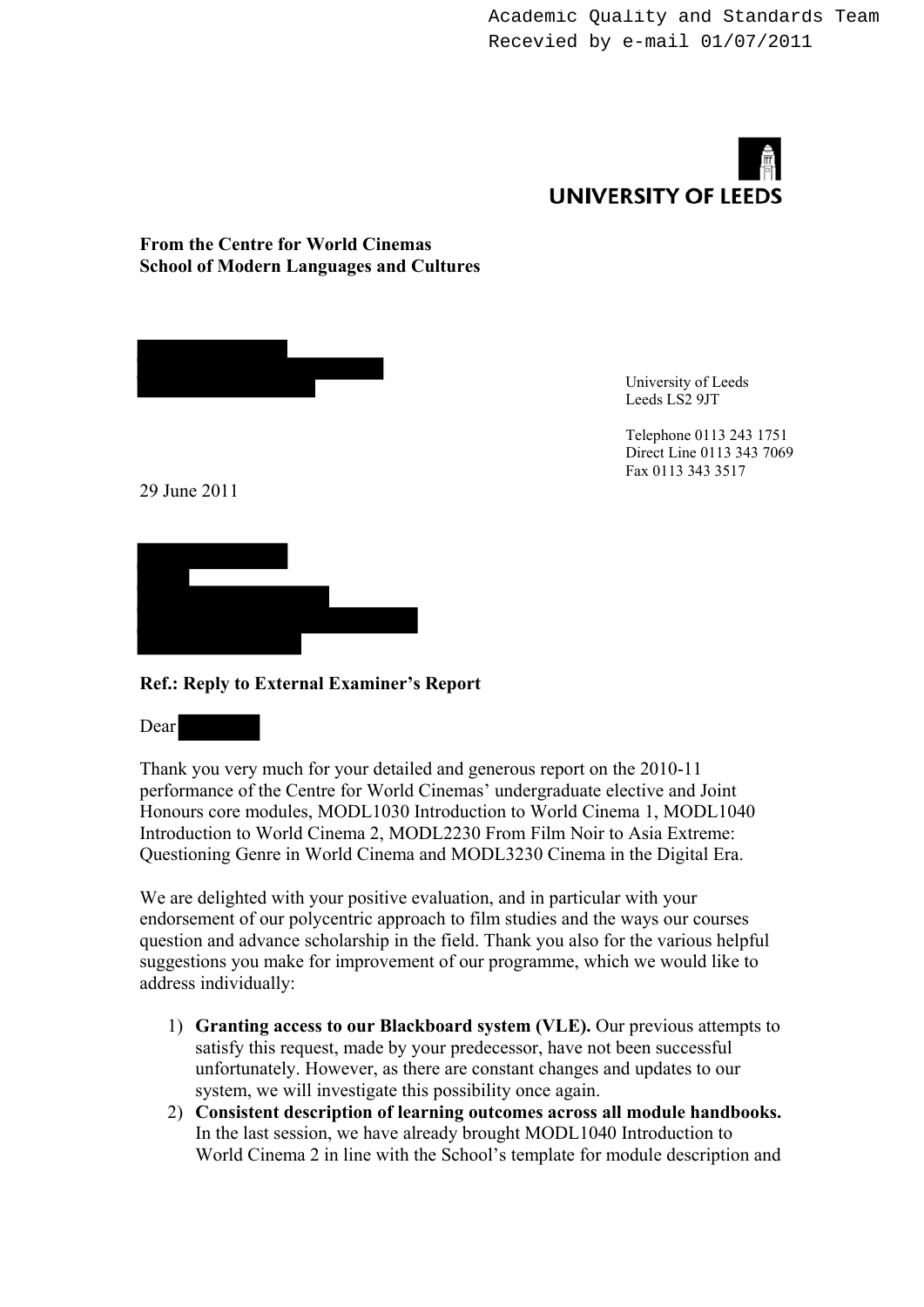Academic Quality and Standards Team
Recevied by e-mail 01/07/2011

**UNIVERSITY OF LEEDS**

**From the Centre for World Cinemas**
**School of Modern Languages and Cultures**

University of Leeds
Leeds LS2 9JT

Telephone 0113 243 1751
Direct Line 0113 343 7069
Fax 0113 343 3517

29 June 2011

**Ref.: Reply to External Examiner's Report**

Dear

Thank you very much for your detailed and generous report on the 2010-11 performance of the Centre for World Cinemas' undergraduate elective and Joint Honours core modules, MODL1030 Introduction to World Cinema 1, MODL1040 Introduction to World Cinema 2, MODL2230 From Film Noir to Asia Extreme: Questioning Genre in World Cinema and MODL3230 Cinema in the Digital Era.

We are delighted with your positive evaluation, and in particular with your endorsement of our polycentric approach to film studies and the ways our courses question and advance scholarship in the field. Thank you also for the various helpful suggestions you make for improvement of our programme, which we would like to address individually:

1) **Granting access to our Blackboard system (VLE).** Our previous attempts to satisfy this request, made by your predecessor, have not been successful unfortunately. However, as there are constant changes and updates to our system, we will investigate this possibility once again.
2) **Consistent description of learning outcomes across all module handbooks.** In the last session, we have already brought MODL1040 Introduction to World Cinema 2 in line with the School's template for module description and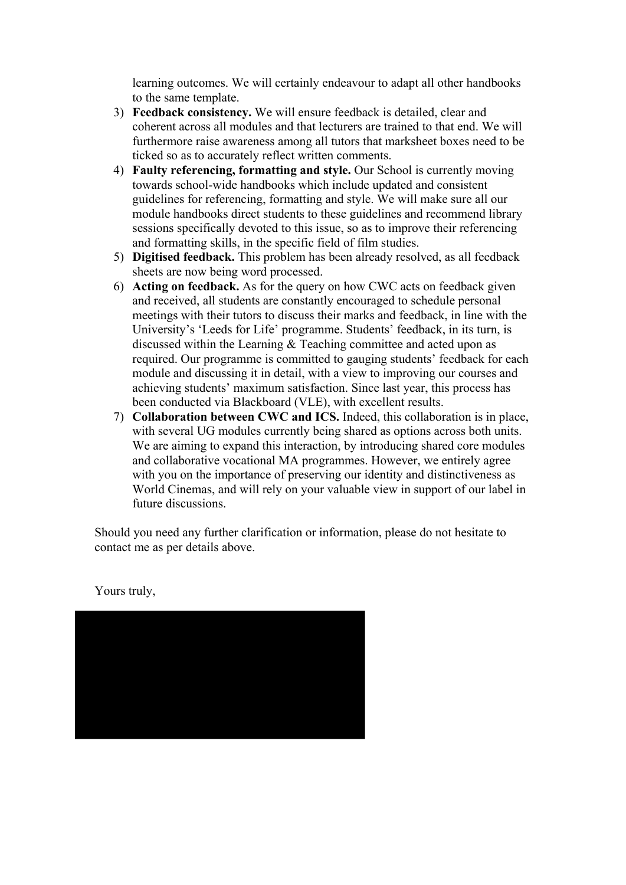learning outcomes. We will certainly endeavour to adapt all other handbooks to the same template.

3) **Feedback consistency.** We will ensure feedback is detailed, clear and coherent across all modules and that lecturers are trained to that end. We will furthermore raise awareness among all tutors that marksheet boxes need to be ticked so as to accurately reflect written comments.
4) **Faulty referencing, formatting and style.** Our School is currently moving towards school-wide handbooks which include updated and consistent guidelines for referencing, formatting and style. We will make sure all our module handbooks direct students to these guidelines and recommend library sessions specifically devoted to this issue, so as to improve their referencing and formatting skills, in the specific field of film studies.
5) **Digitised feedback.** This problem has been already resolved, as all feedback sheets are now being word processed.
6) **Acting on feedback.** As for the query on how CWC acts on feedback given and received, all students are constantly encouraged to schedule personal meetings with their tutors to discuss their marks and feedback, in line with the University's 'Leeds for Life' programme. Students' feedback, in its turn, is discussed within the Learning & Teaching committee and acted upon as required. Our programme is committed to gauging students' feedback for each module and discussing it in detail, with a view to improving our courses and achieving students' maximum satisfaction. Since last year, this process has been conducted via Blackboard (VLE), with excellent results.
7) **Collaboration between CWC and ICS.** Indeed, this collaboration is in place, with several UG modules currently being shared as options across both units. We are aiming to expand this interaction, by introducing shared core modules and collaborative vocational MA programmes. However, we entirely agree with you on the importance of preserving our identity and distinctiveness as World Cinemas, and will rely on your valuable view in support of our label in future discussions.

Should you need any further clarification or information, please do not hesitate to contact me as per details above.

Yours truly,